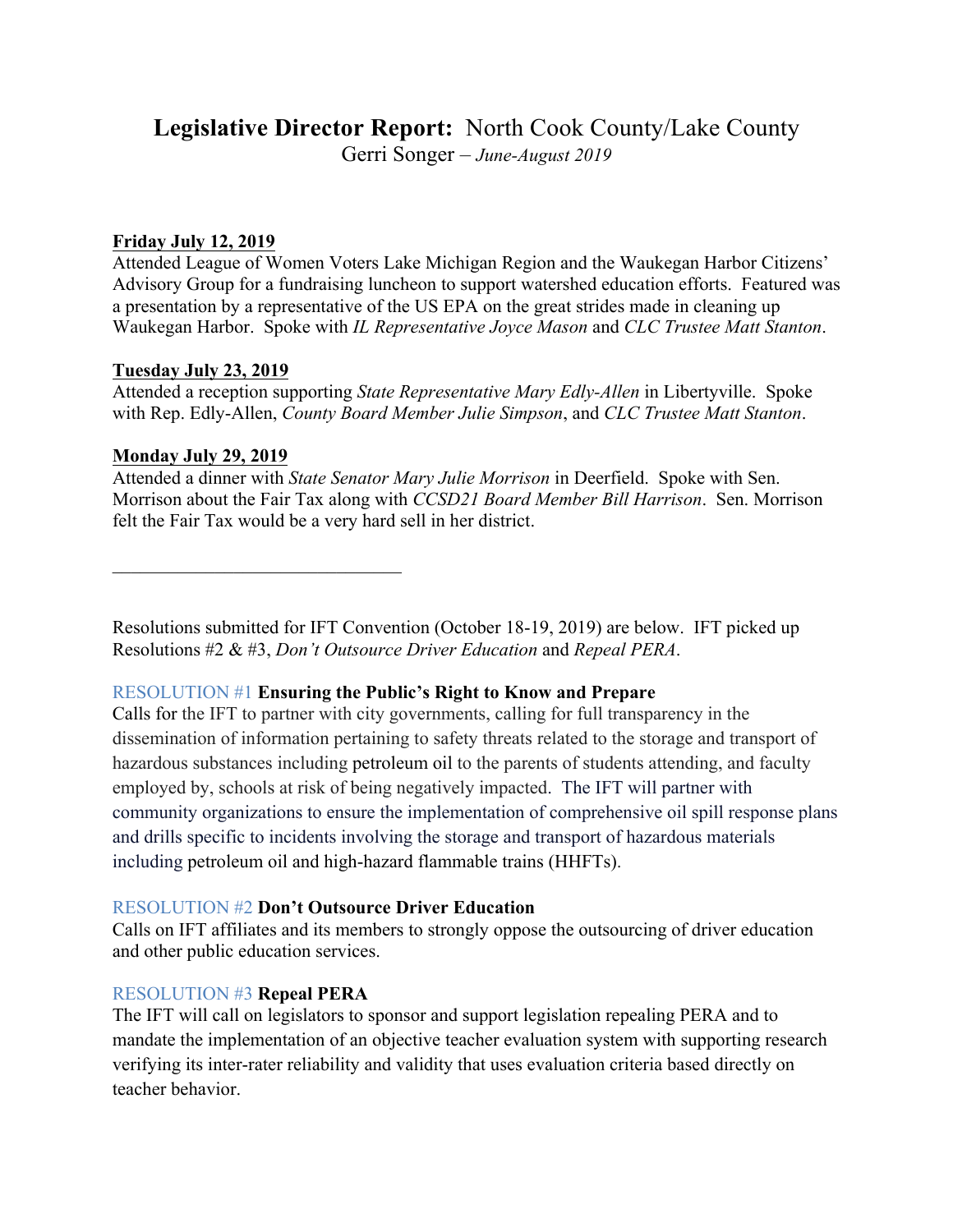# **Legislative Director Report:** North Cook County/Lake County

Gerri Songer – *June-August 2019*

**Friday July 12, 2019**

Attended League of Women Voters Lake Michigan Region and the Waukegan Harbor Citizens' Advisory Group for a fundraising luncheon to support watershed education efforts. Featured was a presentation by a representative of the US EPA on the great strides made in cleaning up Waukegan Harbor. Spoke with *IL Representative Joyce Mason* and *CLC Trustee Matt Stanton*.

**Tuesday July 23, 2019**

Attended a reception supporting *State Representative Mary Edly-Allen* in Libertyville. Spoke with Rep. Edly-Allen, *County Board Member Julie Simpson*, and *CLC Trustee Matt Stanton*.

**Monday July 29, 2019**

Attended a dinner with *State Senator Mary Julie Morrison* in Deerfield. Spoke with Sen. Morrison about the Fair Tax along with *CCSD21 Board Member Bill Harrison*. Sen. Morrison felt the Fair Tax would be a very hard sell in her district.

---

Resolutions submitted for IFT Convention (October 18-19, 2019) are below. IFT picked up Resolutions #2 & #3, *Don't Outsource Driver Education* and *Repeal PERA*.

RESOLUTION #1 **Ensuring the Public's Right to Know and Prepare**

Calls for the IFT to partner with city governments, calling for full transparency in the dissemination of information pertaining to safety threats related to the storage and transport of hazardous substances including petroleum oil to the parents of students attending, and faculty employed by, schools at risk of being negatively impacted. The IFT will partner with community organizations to ensure the implementation of comprehensive oil spill response plans and drills specific to incidents involving the storage and transport of hazardous materials including petroleum oil and high-hazard flammable trains (HHFTs).

RESOLUTION #2 **Don't Outsource Driver Education**

Calls on IFT affiliates and its members to strongly oppose the outsourcing of driver education and other public education services.

RESOLUTION #3 **Repeal PERA**

The IFT will call on legislators to sponsor and support legislation repealing PERA and to mandate the implementation of an objective teacher evaluation system with supporting research verifying its inter-rater reliability and validity that uses evaluation criteria based directly on teacher behavior.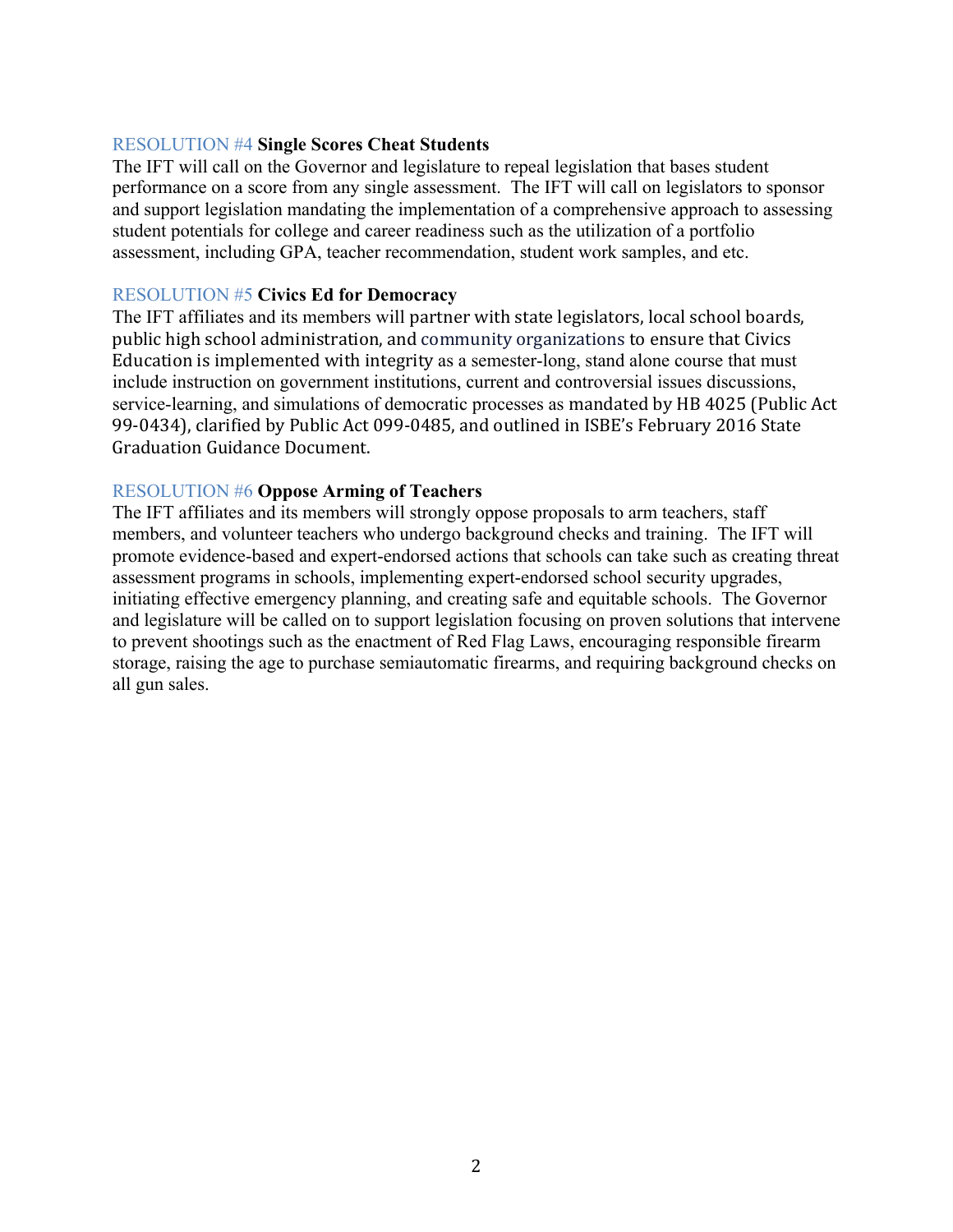### RESOLUTION #4 **Single Scores Cheat Students**

The IFT will call on the Governor and legislature to repeal legislation that bases student performance on a score from any single assessment. The IFT will call on legislators to sponsor and support legislation mandating the implementation of a comprehensive approach to assessing student potentials for college and career readiness such as the utilization of a portfolio assessment, including GPA, teacher recommendation, student work samples, and etc.

### RESOLUTION #5 **Civics Ed for Democracy**

The IFT affiliates and its members will partner with state legislators, local school boards, public high school administration, and community organizations to ensure that Civics Education is implemented with integrity as a semester-long, stand alone course that must include instruction on government institutions, current and controversial issues discussions, service-learning, and simulations of democratic processes as mandated by HB 4025 (Public Act 99-0434), clarified by Public Act 099-0485, and outlined in ISBE's February 2016 State Graduation Guidance Document.

### RESOLUTION #6 **Oppose Arming of Teachers**

The IFT affiliates and its members will strongly oppose proposals to arm teachers, staff members, and volunteer teachers who undergo background checks and training. The IFT will promote evidence-based and expert-endorsed actions that schools can take such as creating threat assessment programs in schools, implementing expert-endorsed school security upgrades, initiating effective emergency planning, and creating safe and equitable schools. The Governor and legislature will be called on to support legislation focusing on proven solutions that intervene to prevent shootings such as the enactment of Red Flag Laws, encouraging responsible firearm storage, raising the age to purchase semiautomatic firearms, and requiring background checks on all gun sales.